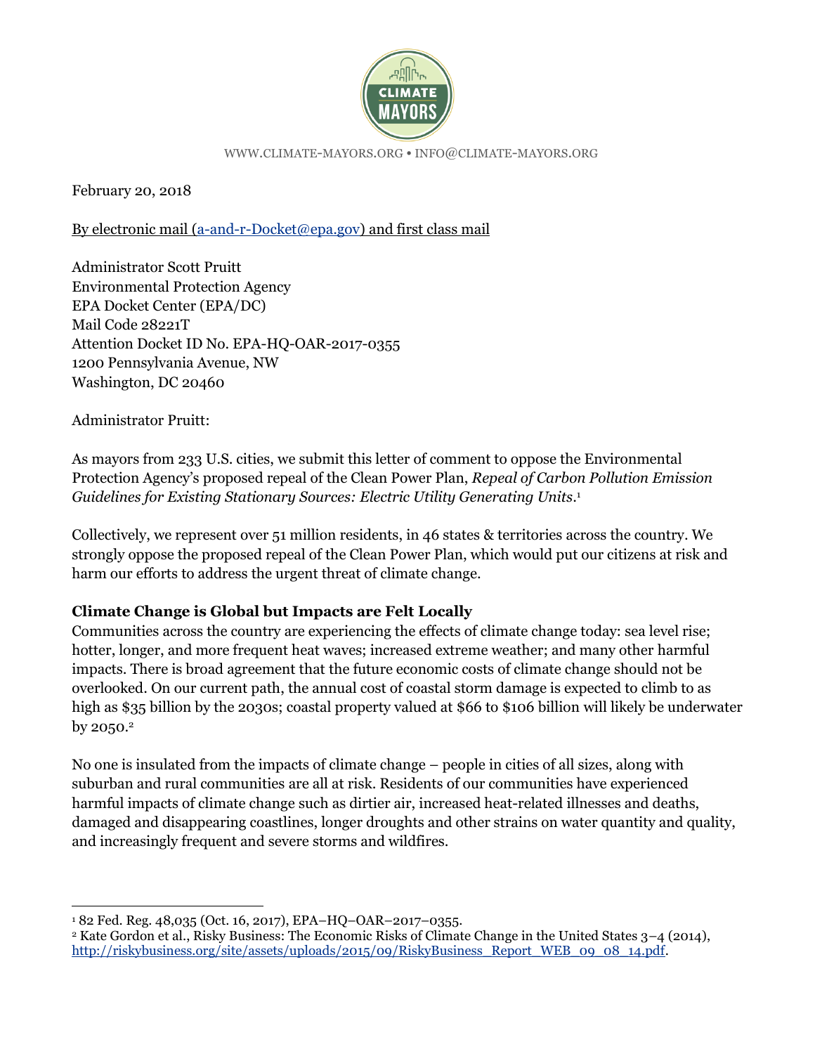WWW.CLIMATE-MAYORS.ORG • INFO@CLIMATE-MAYORS.ORG

February 20, 2018

By electronic mail (a-and-r-Docket@epa.gov) and first class mail

Administrator Scott Pruitt
Environmental Protection Agency
EPA Docket Center (EPA/DC)
Mail Code 28221T
Attention Docket ID No. EPA-HQ-OAR-2017-0355
1200 Pennsylvania Avenue, NW
Washington, DC 20460

Administrator Pruitt:

As mayors from 233 U.S. cities, we submit this letter of comment to oppose the Environmental Protection Agency's proposed repeal of the Clean Power Plan, *Repeal of Carbon Pollution Emission Guidelines for Existing Stationary Sources: Electric Utility Generating Units*.[1]

Collectively, we represent over 51 million residents, in 46 states & territories across the country. We strongly oppose the proposed repeal of the Clean Power Plan, which would put our citizens at risk and harm our efforts to address the urgent threat of climate change.

**Climate Change is Global but Impacts are Felt Locally**

Communities across the country are experiencing the effects of climate change today: sea level rise; hotter, longer, and more frequent heat waves; increased extreme weather; and many other harmful impacts. There is broad agreement that the future economic costs of climate change should not be overlooked. On our current path, the annual cost of coastal storm damage is expected to climb to as high as $35 billion by the 2030s; coastal property valued at $66 to $106 billion will likely be underwater by 2050.[2]

No one is insulated from the impacts of climate change – people in cities of all sizes, along with suburban and rural communities are all at risk. Residents of our communities have experienced harmful impacts of climate change such as dirtier air, increased heat-related illnesses and deaths, damaged and disappearing coastlines, longer droughts and other strains on water quantity and quality, and increasingly frequent and severe storms and wildfires.

---

[1] 82 Fed. Reg. 48,035 (Oct. 16, 2017), EPA–HQ–OAR–2017–0355.

[2] Kate Gordon et al., Risky Business: The Economic Risks of Climate Change in the United States 3–4 (2014), http://riskybusiness.org/site/assets/uploads/2015/09/RiskyBusiness_Report_WEB_09_08_14.pdf.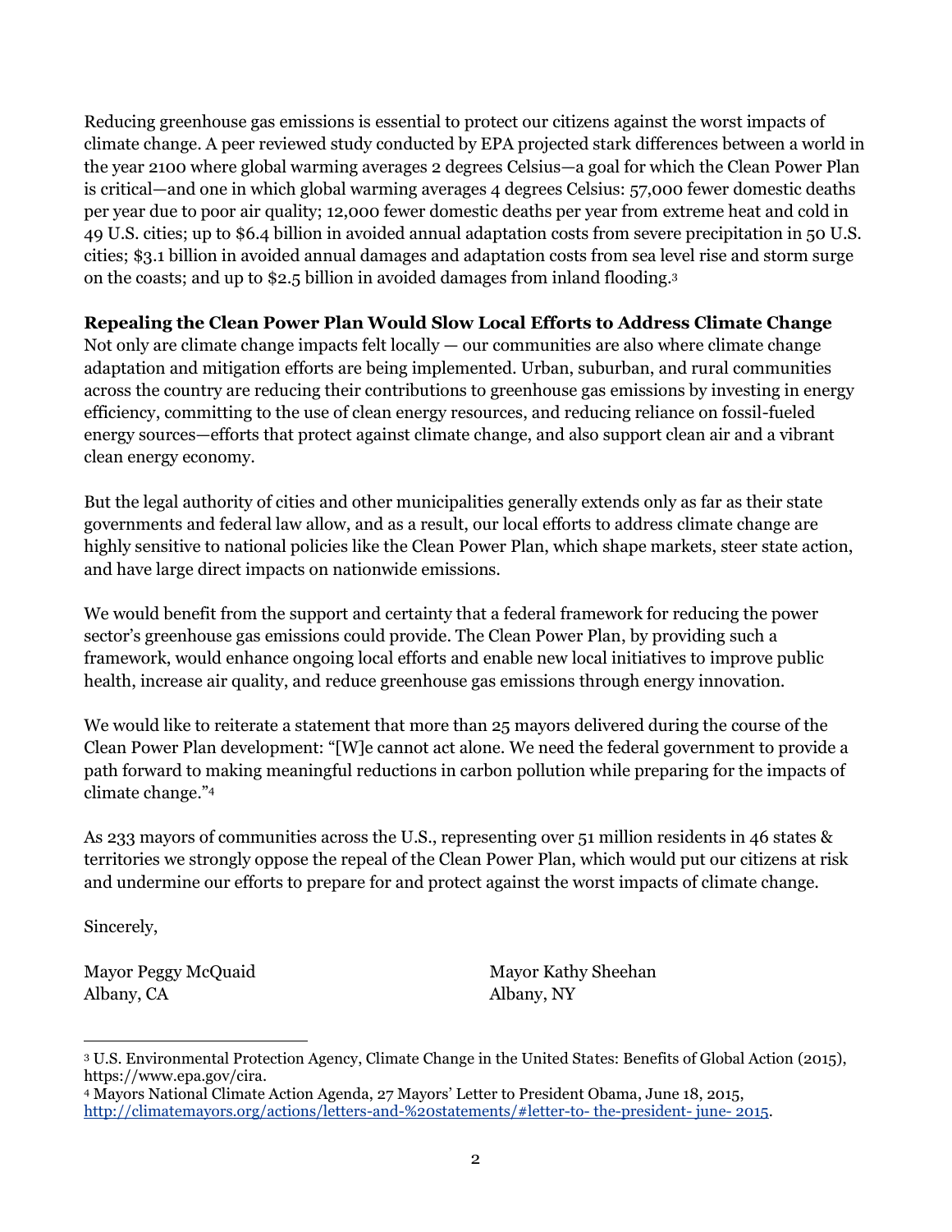Reducing greenhouse gas emissions is essential to protect our citizens against the worst impacts of climate change. A peer reviewed study conducted by EPA projected stark differences between a world in the year 2100 where global warming averages 2 degrees Celsius—a goal for which the Clean Power Plan is critical—and one in which global warming averages 4 degrees Celsius: 57,000 fewer domestic deaths per year due to poor air quality; 12,000 fewer domestic deaths per year from extreme heat and cold in 49 U.S. cities; up to $6.4 billion in avoided annual adaptation costs from severe precipitation in 50 U.S. cities; $3.1 billion in avoided annual damages and adaptation costs from sea level rise and storm surge on the coasts; and up to $2.5 billion in avoided damages from inland flooding.[3]

**Repealing the Clean Power Plan Would Slow Local Efforts to Address Climate Change**

Not only are climate change impacts felt locally — our communities are also where climate change adaptation and mitigation efforts are being implemented. Urban, suburban, and rural communities across the country are reducing their contributions to greenhouse gas emissions by investing in energy efficiency, committing to the use of clean energy resources, and reducing reliance on fossil-fueled energy sources—efforts that protect against climate change, and also support clean air and a vibrant clean energy economy.

But the legal authority of cities and other municipalities generally extends only as far as their state governments and federal law allow, and as a result, our local efforts to address climate change are highly sensitive to national policies like the Clean Power Plan, which shape markets, steer state action, and have large direct impacts on nationwide emissions.

We would benefit from the support and certainty that a federal framework for reducing the power sector's greenhouse gas emissions could provide. The Clean Power Plan, by providing such a framework, would enhance ongoing local efforts and enable new local initiatives to improve public health, increase air quality, and reduce greenhouse gas emissions through energy innovation.

We would like to reiterate a statement that more than 25 mayors delivered during the course of the Clean Power Plan development: "[W]e cannot act alone. We need the federal government to provide a path forward to making meaningful reductions in carbon pollution while preparing for the impacts of climate change."[4]

As 233 mayors of communities across the U.S., representing over 51 million residents in 46 states & territories we strongly oppose the repeal of the Clean Power Plan, which would put our citizens at risk and undermine our efforts to prepare for and protect against the worst impacts of climate change.

Sincerely,

Mayor Peggy McQuaid
Albany, CA

Mayor Kathy Sheehan
Albany, NY

---

[3] U.S. Environmental Protection Agency, Climate Change in the United States: Benefits of Global Action (2015), https://www.epa.gov/cira.

[4] Mayors National Climate Action Agenda, 27 Mayors' Letter to President Obama, June 18, 2015, http://climatemayors.org/actions/letters-and-%20statements/#letter-to- the-president- june- 2015.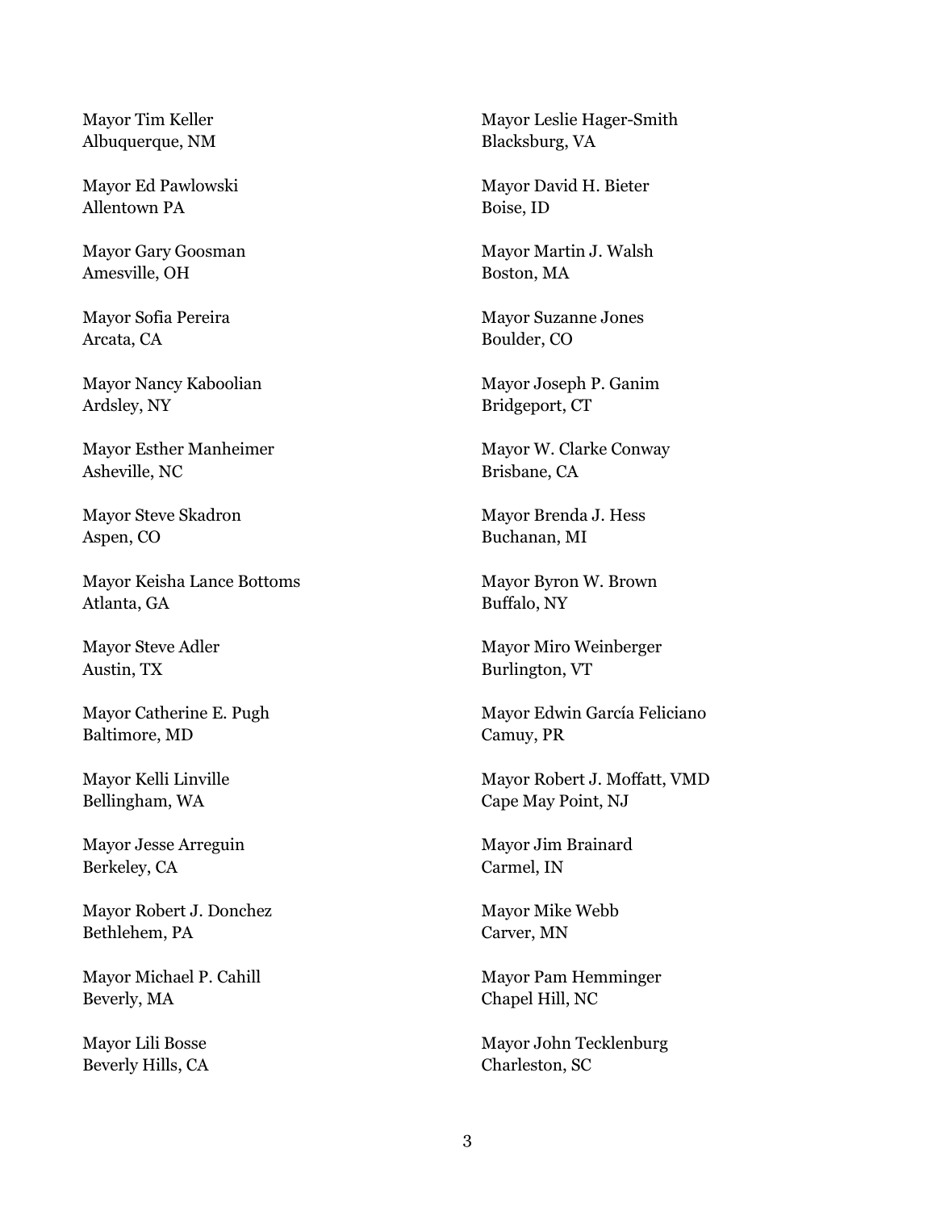Mayor Tim Keller
Albuquerque, NM

Mayor Ed Pawlowski
Allentown PA

Mayor Gary Goosman
Amesville, OH

Mayor Sofia Pereira
Arcata, CA

Mayor Nancy Kaboolian
Ardsley, NY

Mayor Esther Manheimer
Asheville, NC

Mayor Steve Skadron
Aspen, CO

Mayor Keisha Lance Bottoms
Atlanta, GA

Mayor Steve Adler
Austin, TX

Mayor Catherine E. Pugh
Baltimore, MD

Mayor Kelli Linville
Bellingham, WA

Mayor Jesse Arreguin
Berkeley, CA

Mayor Robert J. Donchez
Bethlehem, PA

Mayor Michael P. Cahill
Beverly, MA

Mayor Lili Bosse
Beverly Hills, CA

Mayor Leslie Hager-Smith
Blacksburg, VA

Mayor David H. Bieter
Boise, ID

Mayor Martin J. Walsh
Boston, MA

Mayor Suzanne Jones
Boulder, CO

Mayor Joseph P. Ganim
Bridgeport, CT

Mayor W. Clarke Conway
Brisbane, CA

Mayor Brenda J. Hess
Buchanan, MI

Mayor Byron W. Brown
Buffalo, NY

Mayor Miro Weinberger
Burlington, VT

Mayor Edwin García Feliciano
Camuy, PR

Mayor Robert J. Moffatt, VMD
Cape May Point, NJ

Mayor Jim Brainard
Carmel, IN

Mayor Mike Webb
Carver, MN

Mayor Pam Hemminger
Chapel Hill, NC

Mayor John Tecklenburg
Charleston, SC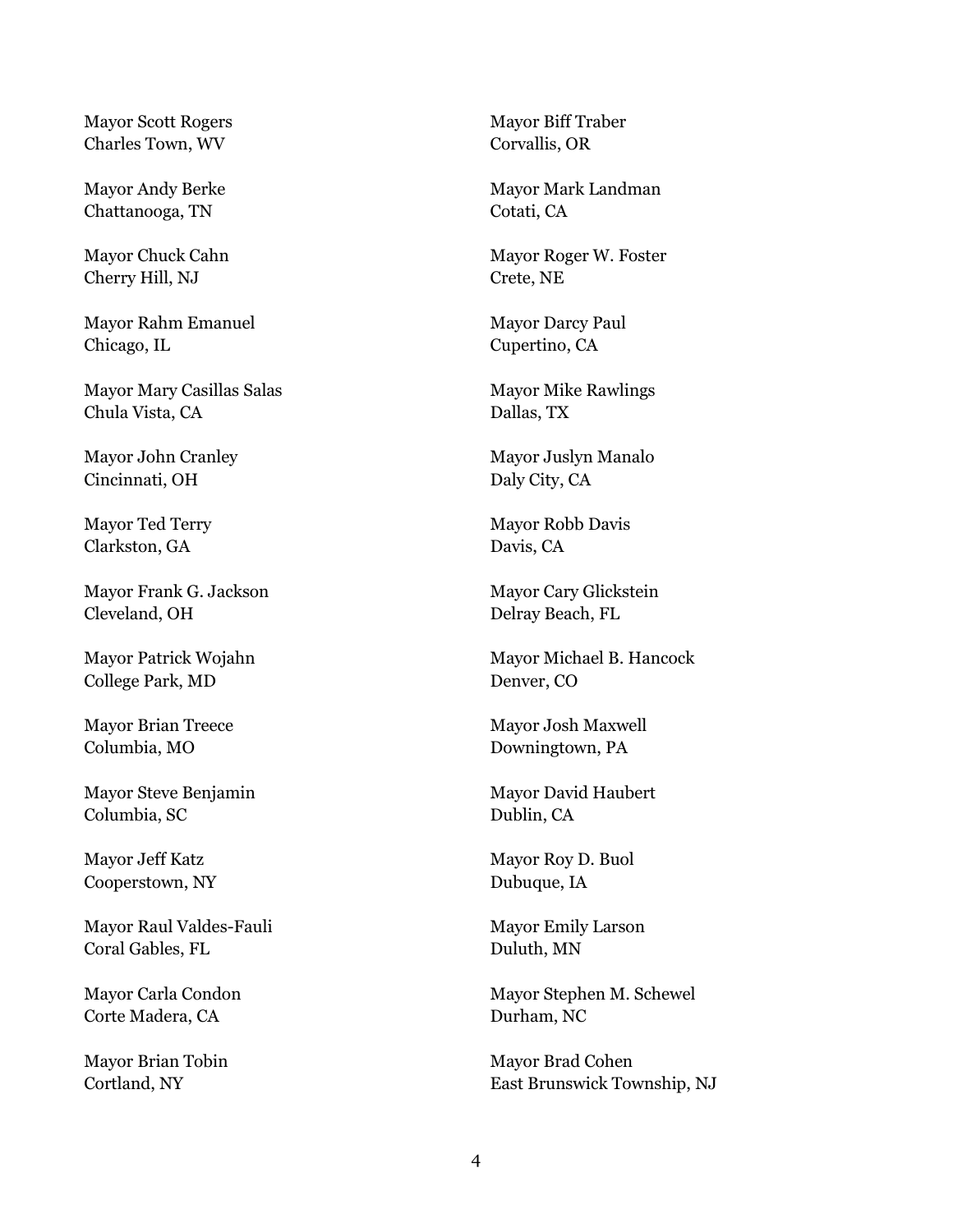Mayor Scott Rogers
Charles Town, WV

Mayor Andy Berke
Chattanooga, TN

Mayor Chuck Cahn
Cherry Hill, NJ

Mayor Rahm Emanuel
Chicago, IL

Mayor Mary Casillas Salas
Chula Vista, CA

Mayor John Cranley
Cincinnati, OH

Mayor Ted Terry
Clarkston, GA

Mayor Frank G. Jackson
Cleveland, OH

Mayor Patrick Wojahn
College Park, MD

Mayor Brian Treece
Columbia, MO

Mayor Steve Benjamin
Columbia, SC

Mayor Jeff Katz
Cooperstown, NY

Mayor Raul Valdes-Fauli
Coral Gables, FL

Mayor Carla Condon
Corte Madera, CA

Mayor Brian Tobin
Cortland, NY

Mayor Biff Traber
Corvallis, OR

Mayor Mark Landman
Cotati, CA

Mayor Roger W. Foster
Crete, NE

Mayor Darcy Paul
Cupertino, CA

Mayor Mike Rawlings
Dallas, TX

Mayor Juslyn Manalo
Daly City, CA

Mayor Robb Davis
Davis, CA

Mayor Cary Glickstein
Delray Beach, FL

Mayor Michael B. Hancock
Denver, CO

Mayor Josh Maxwell
Downingtown, PA

Mayor David Haubert
Dublin, CA

Mayor Roy D. Buol
Dubuque, IA

Mayor Emily Larson
Duluth, MN

Mayor Stephen M. Schewel
Durham, NC

Mayor Brad Cohen
East Brunswick Township, NJ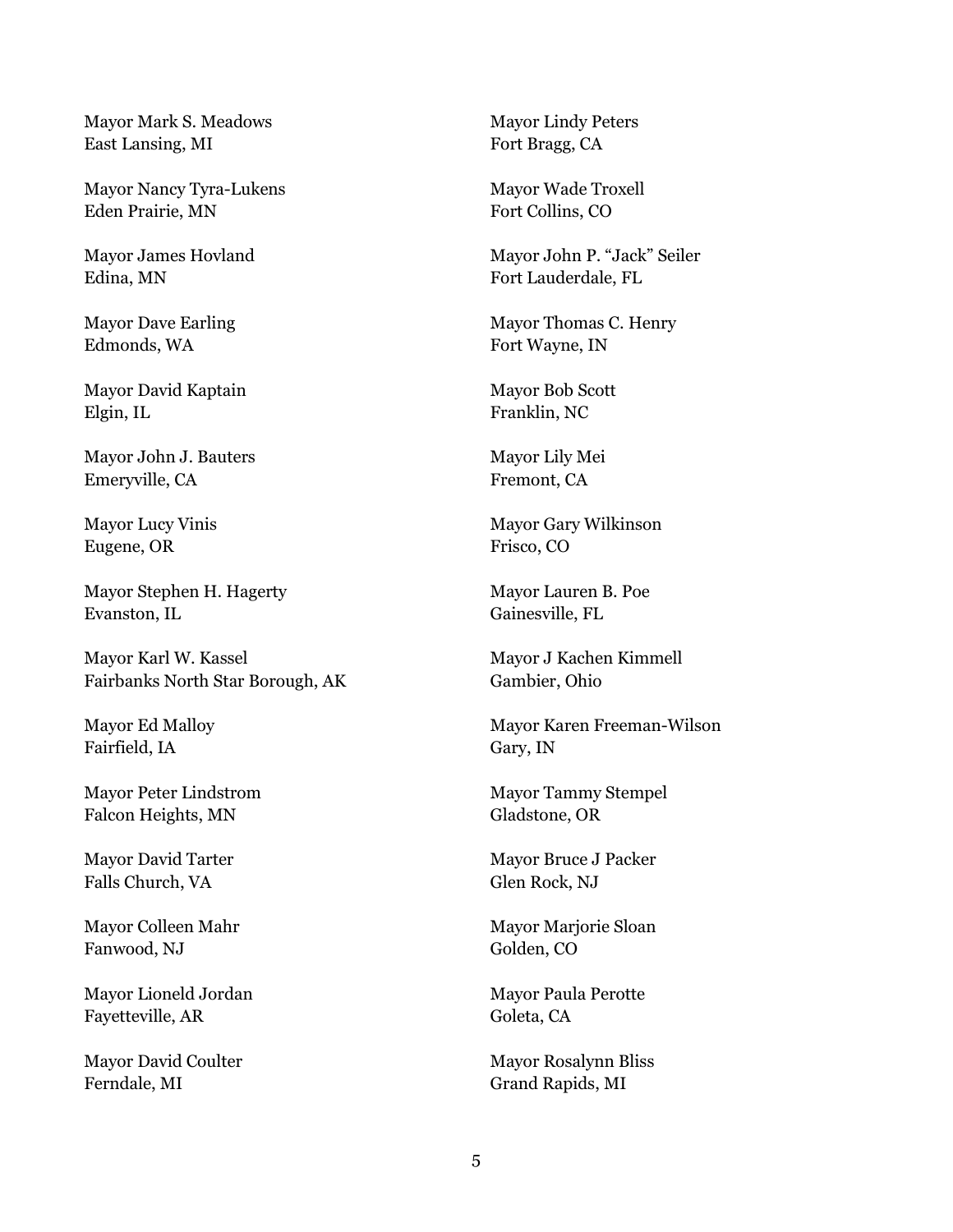Mayor Mark S. Meadows
East Lansing, MI

Mayor Nancy Tyra-Lukens
Eden Prairie, MN

Mayor James Hovland
Edina, MN

Mayor Dave Earling
Edmonds, WA

Mayor David Kaptain
Elgin, IL

Mayor John J. Bauters
Emeryville, CA

Mayor Lucy Vinis
Eugene, OR

Mayor Stephen H. Hagerty
Evanston, IL

Mayor Karl W. Kassel
Fairbanks North Star Borough, AK

Mayor Ed Malloy
Fairfield, IA

Mayor Peter Lindstrom
Falcon Heights, MN

Mayor David Tarter
Falls Church, VA

Mayor Colleen Mahr
Fanwood, NJ

Mayor Lioneld Jordan
Fayetteville, AR

Mayor David Coulter
Ferndale, MI

Mayor Lindy Peters
Fort Bragg, CA

Mayor Wade Troxell
Fort Collins, CO

Mayor John P. "Jack" Seiler
Fort Lauderdale, FL

Mayor Thomas C. Henry
Fort Wayne, IN

Mayor Bob Scott
Franklin, NC

Mayor Lily Mei
Fremont, CA

Mayor Gary Wilkinson
Frisco, CO

Mayor Lauren B. Poe
Gainesville, FL

Mayor J Kachen Kimmell
Gambier, Ohio

Mayor Karen Freeman-Wilson
Gary, IN

Mayor Tammy Stempel
Gladstone, OR

Mayor Bruce J Packer
Glen Rock, NJ

Mayor Marjorie Sloan
Golden, CO

Mayor Paula Perotte
Goleta, CA

Mayor Rosalynn Bliss
Grand Rapids, MI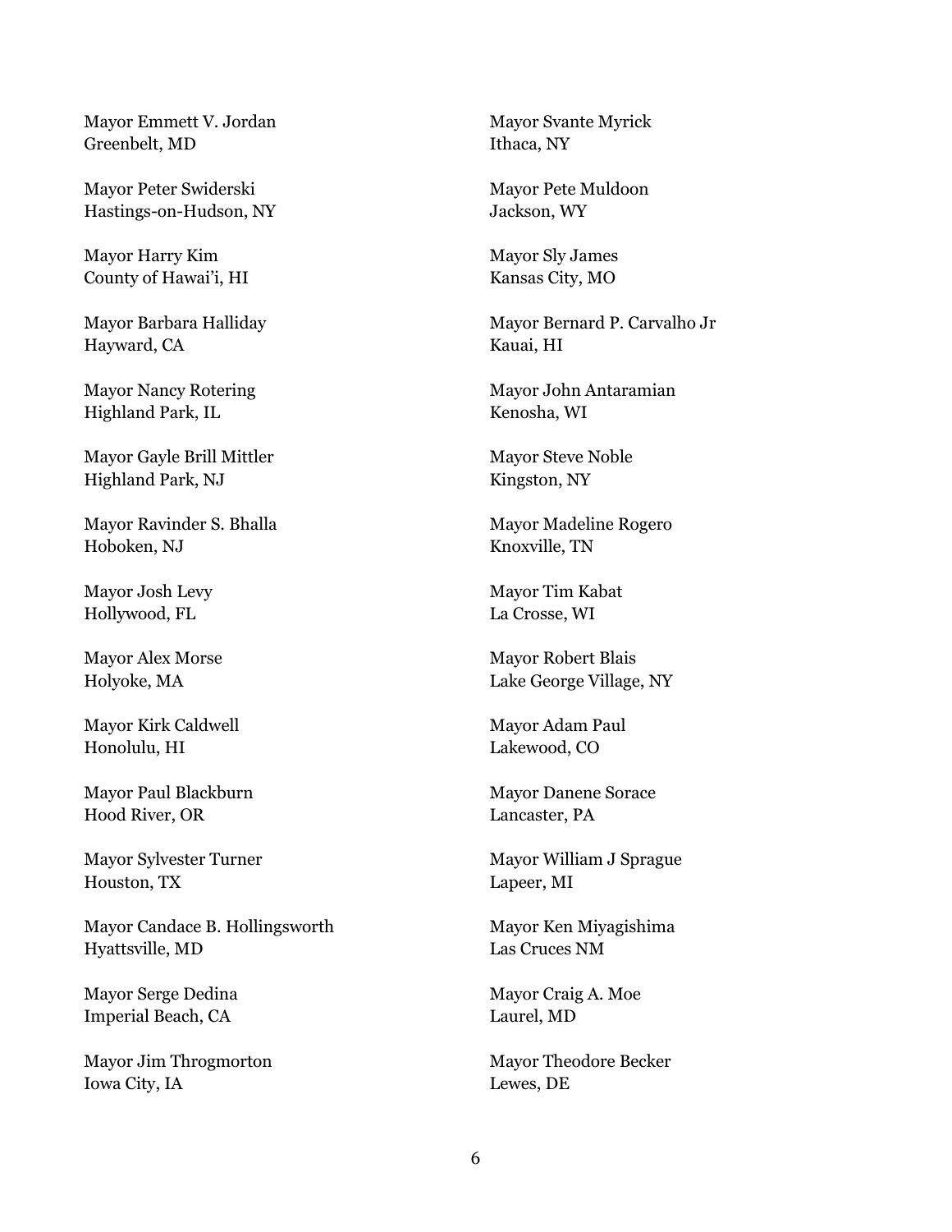Mayor Emmett V. Jordan
Greenbelt, MD

Mayor Peter Swiderski
Hastings-on-Hudson, NY

Mayor Harry Kim
County of Hawai'i, HI

Mayor Barbara Halliday
Hayward, CA

Mayor Nancy Rotering
Highland Park, IL

Mayor Gayle Brill Mittler
Highland Park, NJ

Mayor Ravinder S. Bhalla
Hoboken, NJ

Mayor Josh Levy
Hollywood, FL

Mayor Alex Morse
Holyoke, MA

Mayor Kirk Caldwell
Honolulu, HI

Mayor Paul Blackburn
Hood River, OR

Mayor Sylvester Turner
Houston, TX

Mayor Candace B. Hollingsworth
Hyattsville, MD

Mayor Serge Dedina
Imperial Beach, CA

Mayor Jim Throgmorton
Iowa City, IA

Mayor Svante Myrick
Ithaca, NY

Mayor Pete Muldoon
Jackson, WY

Mayor Sly James
Kansas City, MO

Mayor Bernard P. Carvalho Jr
Kauai, HI

Mayor John Antaramian
Kenosha, WI

Mayor Steve Noble
Kingston, NY

Mayor Madeline Rogero
Knoxville, TN

Mayor Tim Kabat
La Crosse, WI

Mayor Robert Blais
Lake George Village, NY

Mayor Adam Paul
Lakewood, CO

Mayor Danene Sorace
Lancaster, PA

Mayor William J Sprague
Lapeer, MI

Mayor Ken Miyagishima
Las Cruces NM

Mayor Craig A. Moe
Laurel, MD

Mayor Theodore Becker
Lewes, DE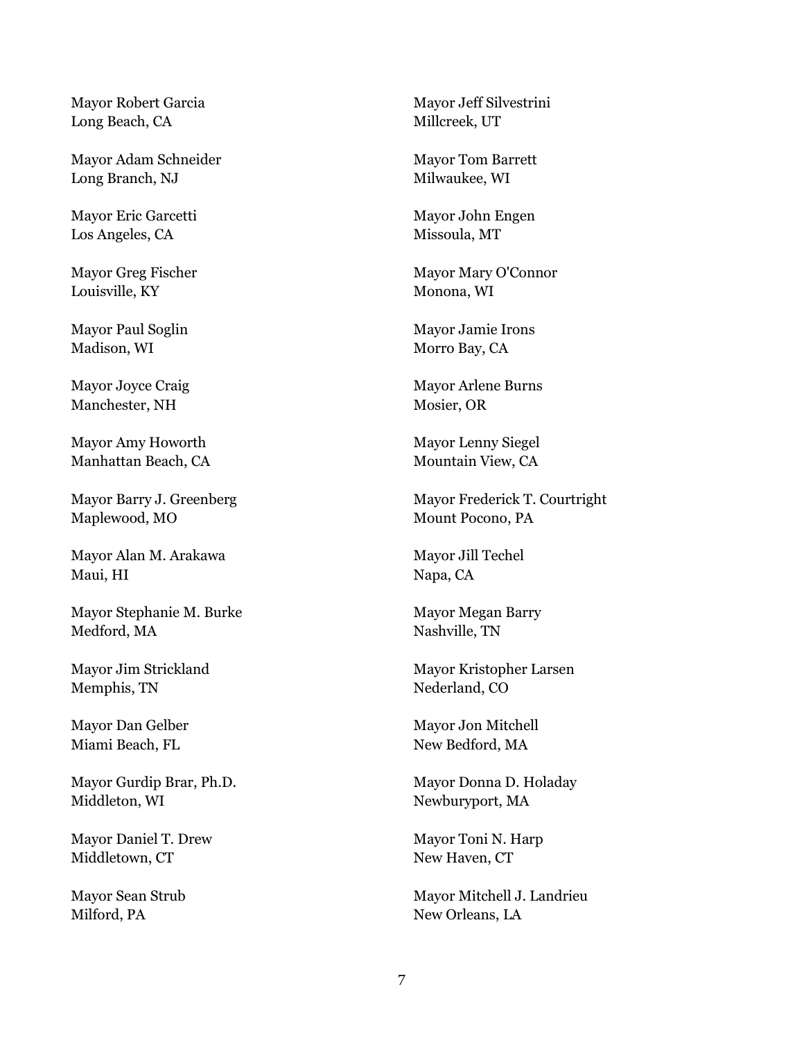Mayor Robert Garcia
Long Beach, CA

Mayor Adam Schneider
Long Branch, NJ

Mayor Eric Garcetti
Los Angeles, CA

Mayor Greg Fischer
Louisville, KY

Mayor Paul Soglin
Madison, WI

Mayor Joyce Craig
Manchester, NH

Mayor Amy Howorth
Manhattan Beach, CA

Mayor Barry J. Greenberg
Maplewood, MO

Mayor Alan M. Arakawa
Maui, HI

Mayor Stephanie M. Burke
Medford, MA

Mayor Jim Strickland
Memphis, TN

Mayor Dan Gelber
Miami Beach, FL

Mayor Gurdip Brar, Ph.D.
Middleton, WI

Mayor Daniel T. Drew
Middletown, CT

Mayor Sean Strub
Milford, PA

Mayor Jeff Silvestrini
Millcreek, UT

Mayor Tom Barrett
Milwaukee, WI

Mayor John Engen
Missoula, MT

Mayor Mary O'Connor
Monona, WI

Mayor Jamie Irons
Morro Bay, CA

Mayor Arlene Burns
Mosier, OR

Mayor Lenny Siegel
Mountain View, CA

Mayor Frederick T. Courtright
Mount Pocono, PA

Mayor Jill Techel
Napa, CA

Mayor Megan Barry
Nashville, TN

Mayor Kristopher Larsen
Nederland, CO

Mayor Jon Mitchell
New Bedford, MA

Mayor Donna D. Holaday
Newburyport, MA

Mayor Toni N. Harp
New Haven, CT

Mayor Mitchell J. Landrieu
New Orleans, LA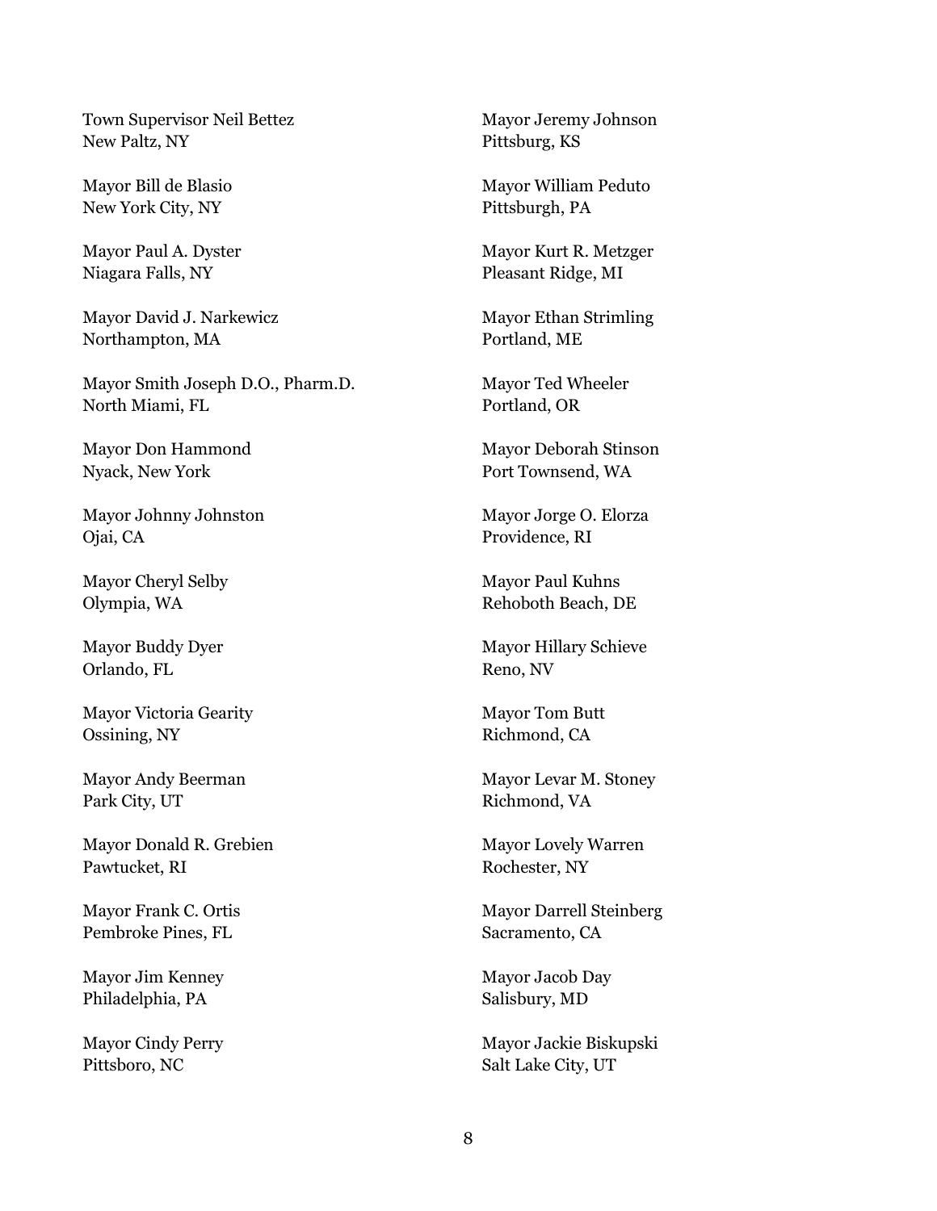Town Supervisor Neil Bettez
New Paltz, NY

Mayor Bill de Blasio
New York City, NY

Mayor Paul A. Dyster
Niagara Falls, NY

Mayor David J. Narkewicz
Northampton, MA

Mayor Smith Joseph D.O., Pharm.D.
North Miami, FL

Mayor Don Hammond
Nyack, New York

Mayor Johnny Johnston
Ojai, CA

Mayor Cheryl Selby
Olympia, WA

Mayor Buddy Dyer
Orlando, FL

Mayor Victoria Gearity
Ossining, NY

Mayor Andy Beerman
Park City, UT

Mayor Donald R. Grebien
Pawtucket, RI

Mayor Frank C. Ortis
Pembroke Pines, FL

Mayor Jim Kenney
Philadelphia, PA

Mayor Cindy Perry
Pittsboro, NC

Mayor Jeremy Johnson
Pittsburg, KS

Mayor William Peduto
Pittsburgh, PA

Mayor Kurt R. Metzger
Pleasant Ridge, MI

Mayor Ethan Strimling
Portland, ME

Mayor Ted Wheeler
Portland, OR

Mayor Deborah Stinson
Port Townsend, WA

Mayor Jorge O. Elorza
Providence, RI

Mayor Paul Kuhns
Rehoboth Beach, DE

Mayor Hillary Schieve
Reno, NV

Mayor Tom Butt
Richmond, CA

Mayor Levar M. Stoney
Richmond, VA

Mayor Lovely Warren
Rochester, NY

Mayor Darrell Steinberg
Sacramento, CA

Mayor Jacob Day
Salisbury, MD

Mayor Jackie Biskupski
Salt Lake City, UT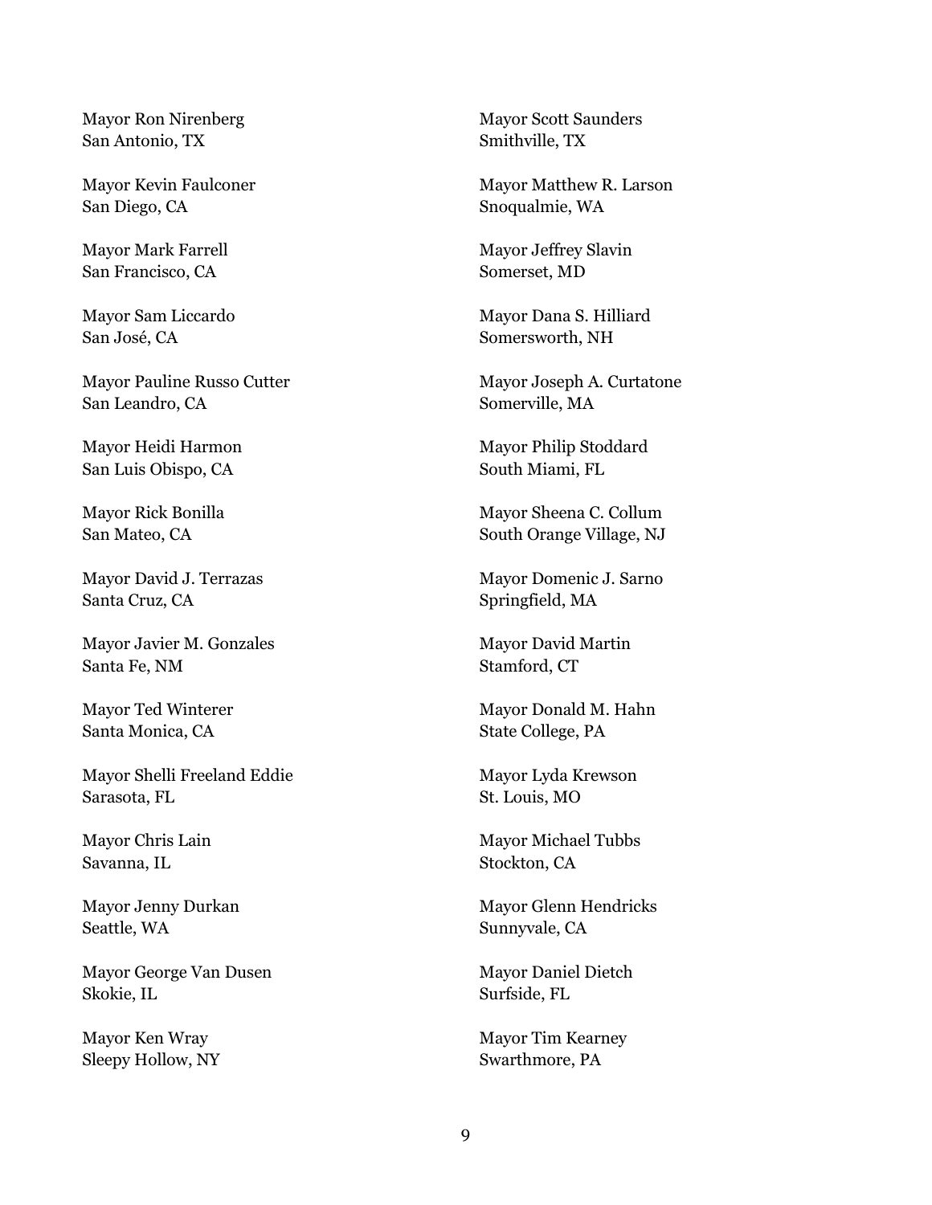Mayor Ron Nirenberg
San Antonio, TX

Mayor Kevin Faulconer
San Diego, CA

Mayor Mark Farrell
San Francisco, CA

Mayor Sam Liccardo
San José, CA

Mayor Pauline Russo Cutter
San Leandro, CA

Mayor Heidi Harmon
San Luis Obispo, CA

Mayor Rick Bonilla
San Mateo, CA

Mayor David J. Terrazas
Santa Cruz, CA

Mayor Javier M. Gonzales
Santa Fe, NM

Mayor Ted Winterer
Santa Monica, CA

Mayor Shelli Freeland Eddie
Sarasota, FL

Mayor Chris Lain
Savanna, IL

Mayor Jenny Durkan
Seattle, WA

Mayor George Van Dusen
Skokie, IL

Mayor Ken Wray
Sleepy Hollow, NY

Mayor Scott Saunders
Smithville, TX

Mayor Matthew R. Larson
Snoqualmie, WA

Mayor Jeffrey Slavin
Somerset, MD

Mayor Dana S. Hilliard
Somersworth, NH

Mayor Joseph A. Curtatone
Somerville, MA

Mayor Philip Stoddard
South Miami, FL

Mayor Sheena C. Collum
South Orange Village, NJ

Mayor Domenic J. Sarno
Springfield, MA

Mayor David Martin
Stamford, CT

Mayor Donald M. Hahn
State College, PA

Mayor Lyda Krewson
St. Louis, MO

Mayor Michael Tubbs
Stockton, CA

Mayor Glenn Hendricks
Sunnyvale, CA

Mayor Daniel Dietch
Surfside, FL

Mayor Tim Kearney
Swarthmore, PA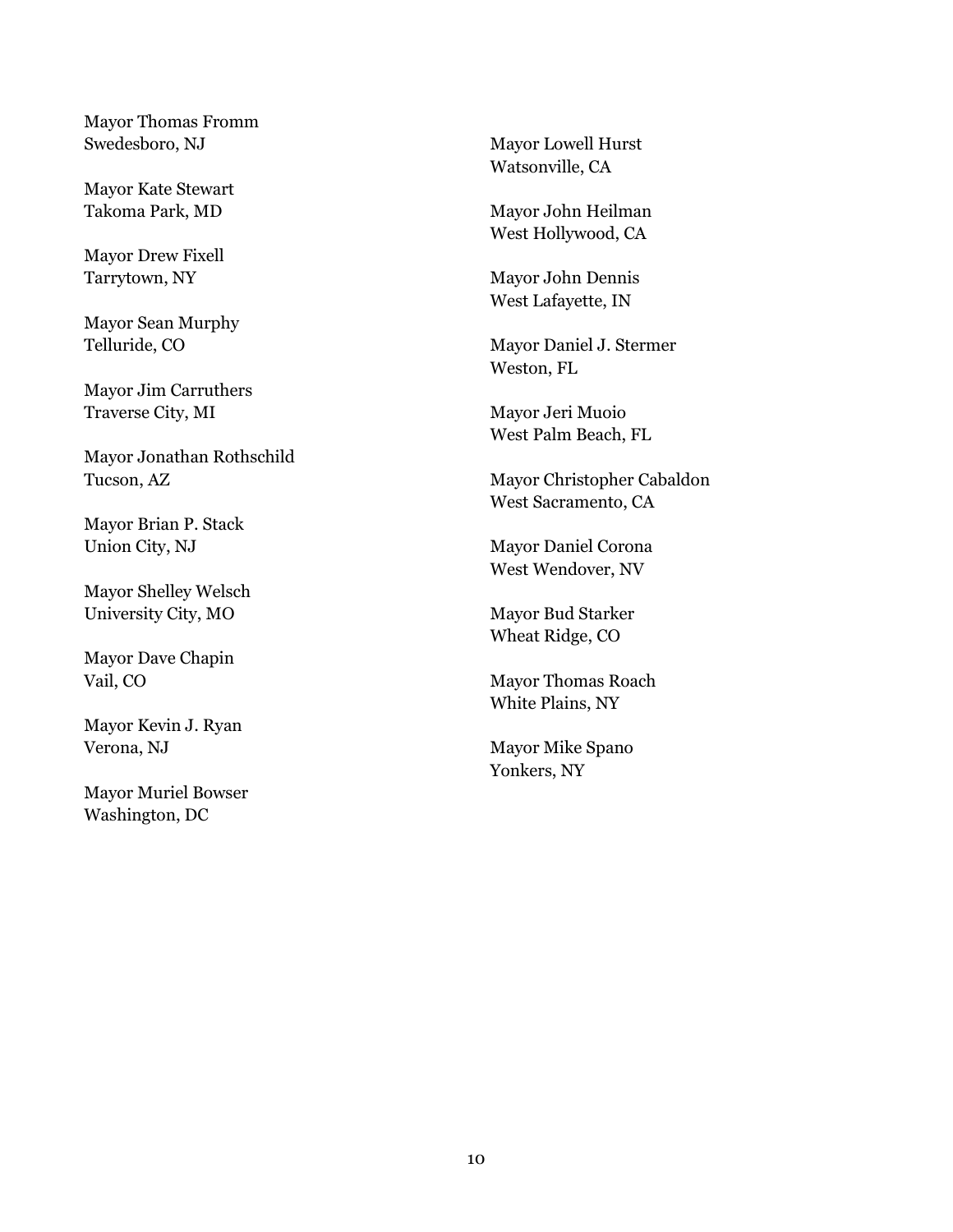Mayor Thomas Fromm
Swedesboro, NJ

Mayor Kate Stewart
Takoma Park, MD

Mayor Drew Fixell
Tarrytown, NY

Mayor Sean Murphy
Telluride, CO

Mayor Jim Carruthers
Traverse City, MI

Mayor Jonathan Rothschild
Tucson, AZ

Mayor Brian P. Stack
Union City, NJ

Mayor Shelley Welsch
University City, MO

Mayor Dave Chapin
Vail, CO

Mayor Kevin J. Ryan
Verona, NJ

Mayor Muriel Bowser
Washington, DC

Mayor Lowell Hurst
Watsonville, CA

Mayor John Heilman
West Hollywood, CA

Mayor John Dennis
West Lafayette, IN

Mayor Daniel J. Stermer
Weston, FL

Mayor Jeri Muoio
West Palm Beach, FL

Mayor Christopher Cabaldon
West Sacramento, CA

Mayor Daniel Corona
West Wendover, NV

Mayor Bud Starker
Wheat Ridge, CO

Mayor Thomas Roach
White Plains, NY

Mayor Mike Spano
Yonkers, NY